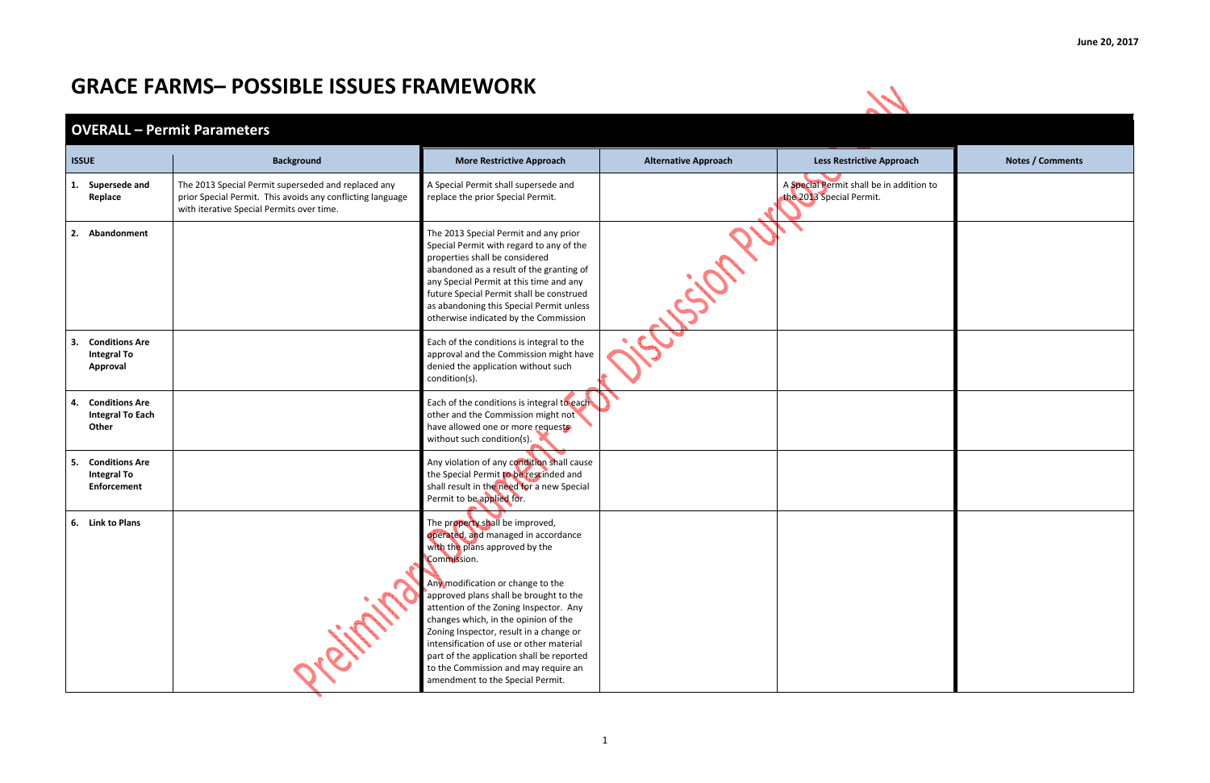June 20, 2017

# GRACE FARMS– POSSIBLE ISSUES FRAMEWORK

Preliminary Document - For Discussion Purposes Only

## OVERALL – Permit Parameters

| ISSUE | Background | More Restrictive Approach | Alternative Approach | Less Restrictive Approach | Notes / Comments |
|---|---|---|---|---|---|
| **1. Supersede and Replace** | The 2013 Special Permit superseded and replaced any prior Special Permit. This avoids any conflicting language with iterative Special Permits over time. | A Special Permit shall supersede and replace the prior Special Permit. | | A Special Permit shall be in addition to the 2013 Special Permit. | |
| **2. Abandonment** | | The 2013 Special Permit and any prior Special Permit with regard to any of the properties shall be considered abandoned as a result of the granting of any Special Permit at this time and any future Special Permit shall be construed as abandoning this Special Permit unless otherwise indicated by the Commission | | | |
| **3. Conditions Are Integral To Approval** | | Each of the conditions is integral to the approval and the Commission might have denied the application without such condition(s). | | | |
| **4. Conditions Are Integral To Each Other** | | Each of the conditions is integral to each other and the Commission might not have allowed one or more requests without such condition(s). | | | |
| **5. Conditions Are Integral To Enforcement** | | Any violation of any condition shall cause the Special Permit to be rescinded and shall result in the need for a new Special Permit to be applied for. | | | |
| **6. Link to Plans** | | The property shall be improved, operated, and managed in accordance with the plans approved by the Commission.<br><br>Any modification or change to the approved plans shall be brought to the attention of the Zoning Inspector. Any changes which, in the opinion of the Zoning Inspector, result in a change or intensification of use or other material part of the application shall be reported to the Commission and may require an amendment to the Special Permit. | | | |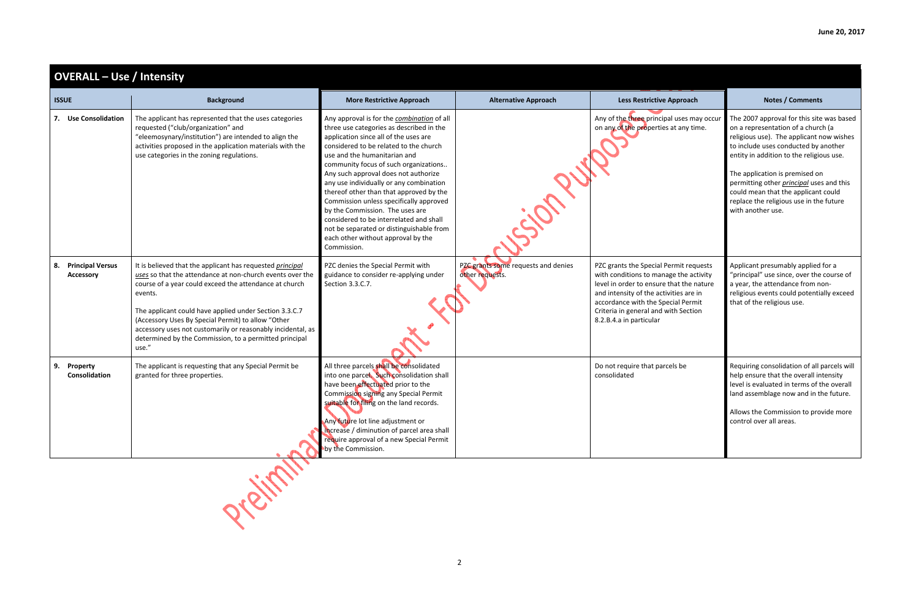June 20, 2017

## OVERALL – Use / Intensity

| ISSUE | Background | More Restrictive Approach | Alternative Approach | Less Restrictive Approach | Notes / Comments |
|---|---|---|---|---|---|
| **7. Use Consolidation** | The applicant has represented that the uses categories requested ("club/organization" and "eleemosynary/institution") are intended to align the activities proposed in the application materials with the use categories in the zoning regulations. | Any approval is for the *combination* of all three use categories as described in the application since all of the uses are considered to be related to the church use and the humanitarian and community focus of such organizations.. Any such approval does not authorize any use individually or any combination thereof other than that approved by the Commission unless specifically approved by the Commission. The uses are considered to be interrelated and shall not be separated or distinguishable from each other without approval by the Commission. | | Any of the three principal uses may occur on any of the properties at any time. | The 2007 approval for this site was based on a representation of a church (a religious use). The applicant now wishes to include uses conducted by another entity in addition to the religious use.<br><br>The application is premised on permitting other *principal* uses and this could mean that the applicant could replace the religious use in the future with another use. |
| **8. Principal Versus Accessory** | It is believed that the applicant has requested *principal uses* so that the attendance at non-church events over the course of a year could exceed the attendance at church events.<br><br>The applicant could have applied under Section 3.3.C.7 (Accessory Uses By Special Permit) to allow "Other accessory uses not customarily or reasonably incidental, as determined by the Commission, to a permitted principal use." | PZC denies the Special Permit with guidance to consider re-applying under Section 3.3.C.7. | PZC grants some requests and denies other requests. | PZC grants the Special Permit requests with conditions to manage the activity level in order to ensure that the nature and intensity of the activities are in accordance with the Special Permit Criteria in general and with Section 8.2.B.4.a in particular | Applicant presumably applied for a "principal" use since, over the course of a year, the attendance from non-religious events could potentially exceed that of the religious use. |
| **9. Property Consolidation** | The applicant is requesting that any Special Permit be granted for three properties. | All three parcels shall be consolidated into one parcel. Such consolidation shall have been effectuated prior to the Commission signing any Special Permit suitable for filing on the land records.<br><br>Any future lot line adjustment or increase / diminution of parcel area shall require approval of a new Special Permit by the Commission. | | Do not require that parcels be consolidated | Requiring consolidation of all parcels will help ensure that the overall intensity level is evaluated in terms of the overall land assemblage now and in the future.<br><br>Allows the Commission to provide more control over all areas. |

Preliminary Document - For Discussion Purposes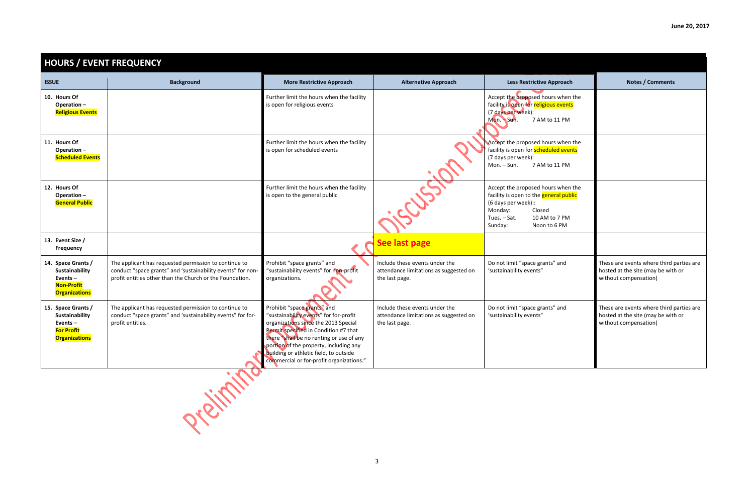June 20, 2017

## HOURS / EVENT FREQUENCY

| ISSUE | Background | More Restrictive Approach | Alternative Approach | Less Restrictive Approach | Notes / Comments |
|---|---|---|---|---|---|
| 10. Hours Of Operation – **Religious Events** | | Further limit the hours when the facility is open for religious events | | Accept the proposed hours when the facility is open for religious events (7 days per week): Mon. – Sun. 7 AM to 11 PM | |
| 11. Hours Of Operation – **Scheduled Events** | | Further limit the hours when the facility is open for scheduled events | | Accept the proposed hours when the facility is open for scheduled events (7 days per week): Mon. – Sun. 7 AM to 11 PM | |
| 12. Hours Of Operation – **General Public** | | Further limit the hours when the facility is open to the general public | | Accept the proposed hours when the facility is open to the general public (6 days per week):: Monday: Closed; Tues. – Sat. 10 AM to 7 PM; Sunday: Noon to 6 PM | |
| 13. Event Size / Frequency | | | **See last page** | | |
| 14. Space Grants / Sustainability Events – **Non-Profit Organizations** | The applicant has requested permission to continue to conduct "space grants" and 'sustainability events" for non-profit entities other than the Church or the Foundation. | Prohibit "space grants" and "sustainability events" for non-profit organizations. | Include these events under the attendance limitations as suggested on the last page. | Do not limit "space grants" and 'sustainability events" | These are events where third parties are hosted at the site (may be with or without compensation) |
| 15. Space Grants / Sustainability Events – **For Profit Organizations** | The applicant has requested permission to continue to conduct "space grants" and 'sustainability events" for for-profit entities. | Prohibit "space grants" and "sustainability events" for for-profit organizations since the 2013 Special Permit specified in Condition #7 that there "shall be no renting or use of any portion of the property, including any building or athletic field, to outside commercial or for-profit organizations." | Include these events under the attendance limitations as suggested on the last page. | Do not limit "space grants" and 'sustainability events" | These are events where third parties are hosted at the site (may be with or without compensation) |

Preliminary Document - For Discussion Purposes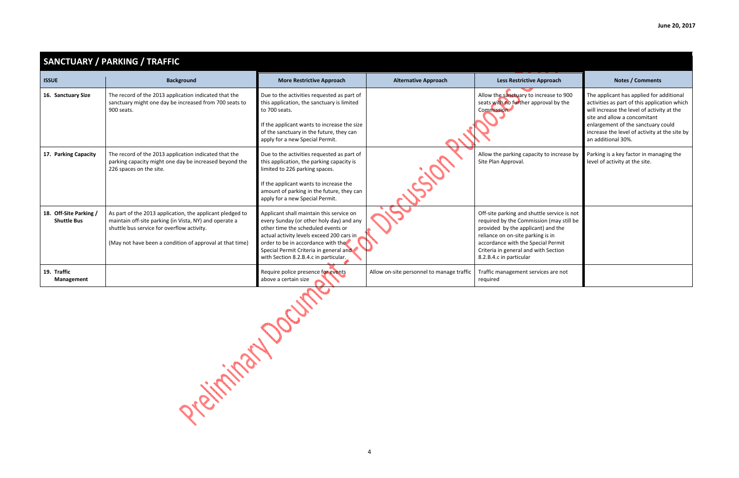## SANCTUARY / PARKING / TRAFFIC

| ISSUE | Background | More Restrictive Approach | Alternative Approach | Less Restrictive Approach | Notes / Comments |
|---|---|---|---|---|---|
| **16. Sanctuary Size** | The record of the 2013 application indicated that the sanctuary might one day be increased from 700 seats to 900 seats. | Due to the activities requested as part of this application, the sanctuary is limited to 700 seats.<br><br>If the applicant wants to increase the size of the sanctuary in the future, they can apply for a new Special Permit. | | Allow the sanctuary to increase to 900 seats with no further approval by the Commission. | The applicant has applied for additional activities as part of this application which will increase the level of activity at the site and allow a concomitant enlargement of the sanctuary could increase the level of activity at the site by an additional 30%. |
| **17. Parking Capacity** | The record of the 2013 application indicated that the parking capacity might one day be increased beyond the 226 spaces on the site. | Due to the activities requested as part of this application, the parking capacity is limited to 226 parking spaces.<br><br>If the applicant wants to increase the amount of parking in the future, they can apply for a new Special Permit. | | Allow the parking capacity to increase by Site Plan Approval. | Parking is a key factor in managing the level of activity at the site. |
| **18. Off-Site Parking / Shuttle Bus** | As part of the 2013 application, the applicant pledged to maintain off-site parking (in Vista, NY) and operate a shuttle bus service for overflow activity.<br><br>(May not have been a condition of approval at that time) | Applicant shall maintain this service on every Sunday (or other holy day) and any other time the scheduled events or actual activity levels exceed 200 cars in order to be in accordance with the Special Permit Criteria in general and with Section 8.2.B.4.c in particular. | | Off-site parking and shuttle service is not required by the Commission (may still be provided by the applicant) and the reliance on on-site parking is in accordance with the Special Permit Criteria in general and with Section 8.2.B.4.c in particular | |
| **19. Traffic Management** | | Require police presence for events above a certain size | Allow on-site personnel to manage traffic | Traffic management services are not required | |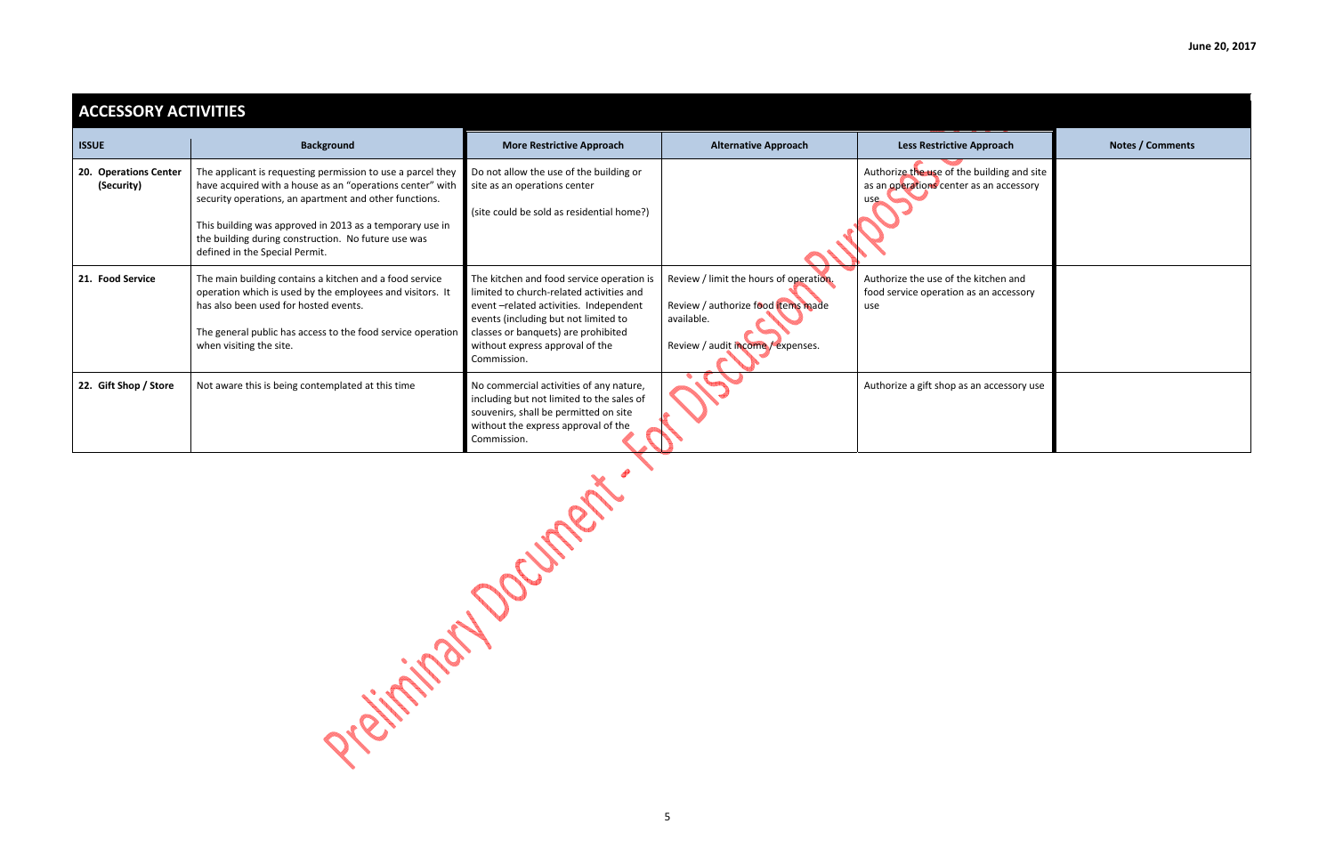June 20, 2017

## ACCESSORY ACTIVITIES

| ISSUE | Background | More Restrictive Approach | Alternative Approach | Less Restrictive Approach | Notes / Comments |
|---|---|---|---|---|---|
| **20. Operations Center (Security)** | The applicant is requesting permission to use a parcel they have acquired with a house as an "operations center" with security operations, an apartment and other functions.<br><br>This building was approved in 2013 as a temporary use in the building during construction. No future use was defined in the Special Permit. | Do not allow the use of the building or site as an operations center<br><br>(site could be sold as residential home?) | | Authorize the use of the building and site as an operations center as an accessory use | |
| **21. Food Service** | The main building contains a kitchen and a food service operation which is used by the employees and visitors. It has also been used for hosted events.<br><br>The general public has access to the food service operation when visiting the site. | The kitchen and food service operation is limited to church-related activities and event –related activities. Independent events (including but not limited to classes or banquets) are prohibited without express approval of the Commission. | Review / limit the hours of operation.<br><br>Review / authorize food items made available.<br><br>Review / audit income / expenses. | Authorize the use of the kitchen and food service operation as an accessory use | |
| **22. Gift Shop / Store** | Not aware this is being contemplated at this time | No commercial activities of any nature, including but not limited to the sales of souvenirs, shall be permitted on site without the express approval of the Commission. | | Authorize a gift shop as an accessory use | |

Preliminary Document - For Discussion Purposes Only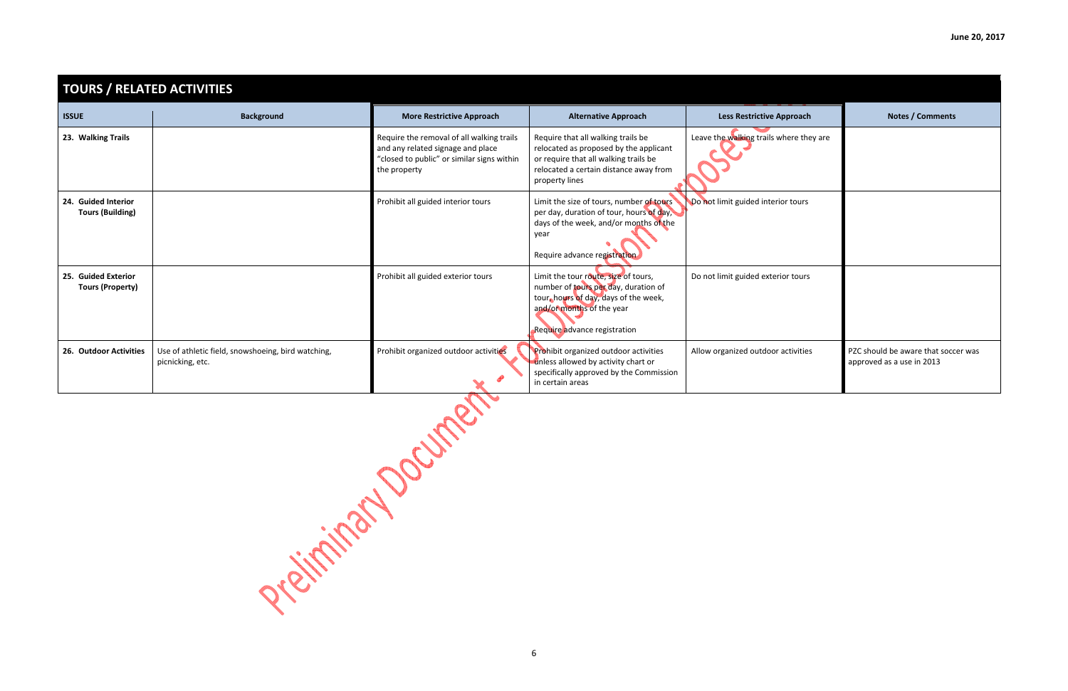June 20, 2017

## TOURS / RELATED ACTIVITIES

| ISSUE | Background | More Restrictive Approach | Alternative Approach | Less Restrictive Approach | Notes / Comments |
|---|---|---|---|---|---|
| 23. Walking Trails | | Require the removal of all walking trails and any related signage and place "closed to public" or similar signs within the property | Require that all walking trails be relocated as proposed by the applicant or require that all walking trails be relocated a certain distance away from property lines | Leave the walking trails where they are | |
| 24. Guided Interior Tours (Building) | | Prohibit all guided interior tours | Limit the size of tours, number of tours per day, duration of tour, hours of day, days of the week, and/or months of the year<br><br>Require advance registration | Do not limit guided interior tours | |
| 25. Guided Exterior Tours (Property) | | Prohibit all guided exterior tours | Limit the tour route, size of tours, number of tours per day, duration of tour, hours of day, days of the week, and/or months of the year<br><br>Require advance registration | Do not limit guided exterior tours | |
| 26. Outdoor Activities | Use of athletic field, snowshoeing, bird watching, picnicking, etc. | Prohibit organized outdoor activities | Prohibit organized outdoor activities unless allowed by activity chart or specifically approved by the Commission in certain areas | Allow organized outdoor activities | PZC should be aware that soccer was approved as a use in 2013 |

Preliminary Document - For Discussion Purposes Only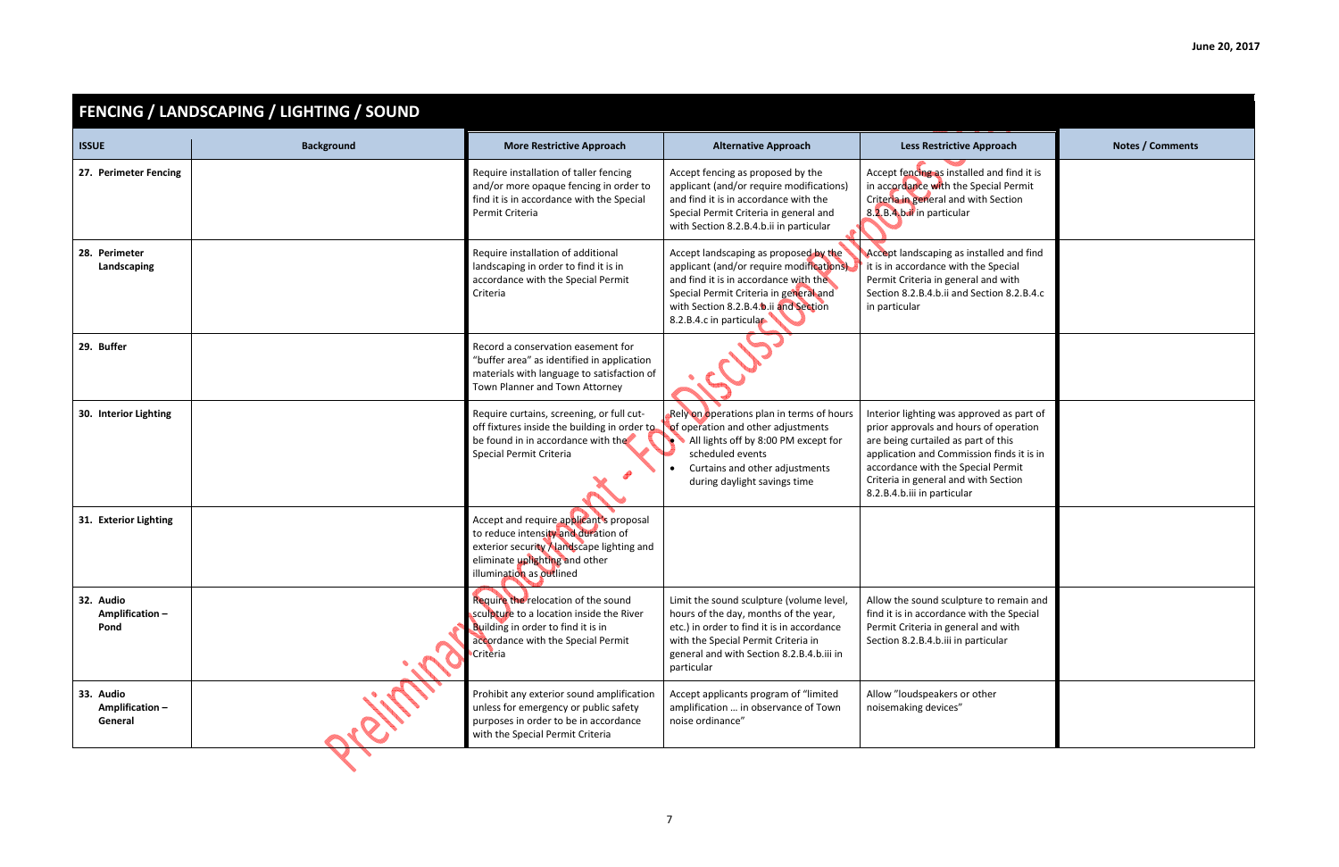June 20, 2017

## FENCING / LANDSCAPING / LIGHTING / SOUND

| ISSUE | Background | More Restrictive Approach | Alternative Approach | Less Restrictive Approach | Notes / Comments |
|---|---|---|---|---|---|
| **27. Perimeter Fencing** | | Require installation of taller fencing and/or more opaque fencing in order to find it is in accordance with the Special Permit Criteria | Accept fencing as proposed by the applicant (and/or require modifications) and find it is in accordance with the Special Permit Criteria in general and with Section 8.2.B.4.b.ii in particular | Accept fencing as installed and find it is in accordance with the Special Permit Criteria in general and with Section 8.2.B.4.b.ii in particular | |
| **28. Perimeter Landscaping** | | Require installation of additional landscaping in order to find it is in accordance with the Special Permit Criteria | Accept landscaping as proposed by the applicant (and/or require modifications) and find it is in accordance with the Special Permit Criteria in general and with Section 8.2.B.4.b.ii and Section 8.2.B.4.c in particular | Accept landscaping as installed and find it is in accordance with the Special Permit Criteria in general and with Section 8.2.B.4.b.ii and Section 8.2.B.4.c in particular | |
| **29. Buffer** | | Record a conservation easement for "buffer area" as identified in application materials with language to satisfaction of Town Planner and Town Attorney | | | |
| **30. Interior Lighting** | | Require curtains, screening, or full cut-off fixtures inside the building in order to be found in in accordance with the Special Permit Criteria | Rely on operations plan in terms of hours of operation and other adjustments<br>• All lights off by 8:00 PM except for scheduled events<br>• Curtains and other adjustments during daylight savings time | Interior lighting was approved as part of prior approvals and hours of operation are being curtailed as part of this application and Commission finds it is in accordance with the Special Permit Criteria in general and with Section 8.2.B.4.b.iii in particular | |
| **31. Exterior Lighting** | | Accept and require applicant's proposal to reduce intensity and duration of exterior security / landscape lighting and eliminate uplighting and other illumination as outlined | | | |
| **32. Audio Amplification – Pond** | | Require the relocation of the sound sculpture to a location inside the River Building in order to find it is in accordance with the Special Permit Criteria | Limit the sound sculpture (volume level, hours of the day, months of the year, etc.) in order to find it is in accordance with the Special Permit Criteria in general and with Section 8.2.B.4.b.iii in particular | Allow the sound sculpture to remain and find it is in accordance with the Special Permit Criteria in general and with Section 8.2.B.4.b.iii in particular | |
| **33. Audio Amplification – General** | | Prohibit any exterior sound amplification unless for emergency or public safety purposes in order to be in accordance with the Special Permit Criteria | Accept applicants program of "limited amplification … in observance of Town noise ordinance" | Allow "loudspeakers or other noisemaking devices" | |

Preliminary Document - For Discussion Purposes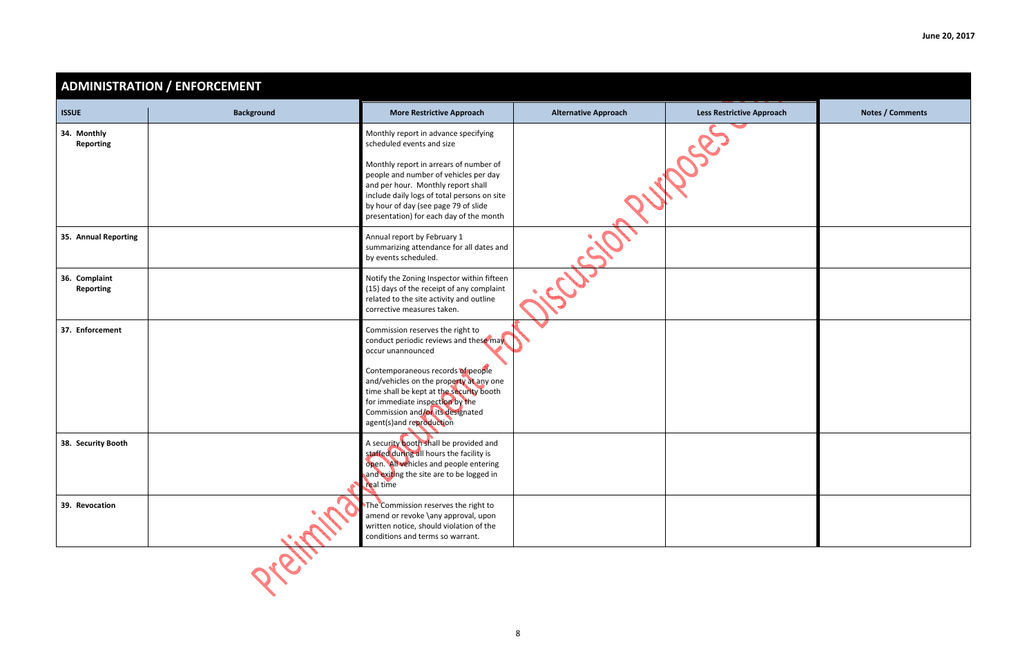June 20, 2017

## ADMINISTRATION / ENFORCEMENT

| ISSUE | Background | More Restrictive Approach | Alternative Approach | Less Restrictive Approach | Notes / Comments |
|---|---|---|---|---|---|
| 34. Monthly Reporting | | Monthly report in advance specifying scheduled events and size<br><br>Monthly report in arrears of number of people and number of vehicles per day and per hour. Monthly report shall include daily logs of total persons on site by hour of day (see page 79 of slide presentation) for each day of the month | | | |
| 35. Annual Reporting | | Annual report by February 1 summarizing attendance for all dates and by events scheduled. | | | |
| 36. Complaint Reporting | | Notify the Zoning Inspector within fifteen (15) days of the receipt of any complaint related to the site activity and outline corrective measures taken. | | | |
| 37. Enforcement | | Commission reserves the right to conduct periodic reviews and these may occur unannounced<br><br>Contemporaneous records of people and/vehicles on the property at any one time shall be kept at the security booth for immediate inspection by the Commission and/or its designated agent(s)and reproduction | | | |
| 38. Security Booth | | A security booth shall be provided and staffed during all hours the facility is open. All vehicles and people entering and exiting the site are to be logged in real time | | | |
| 39. Revocation | | The Commission reserves the right to amend or revoke \any approval, upon written notice, should violation of the conditions and terms so warrant. | | | |

Preliminary Document – For Discussion Purposes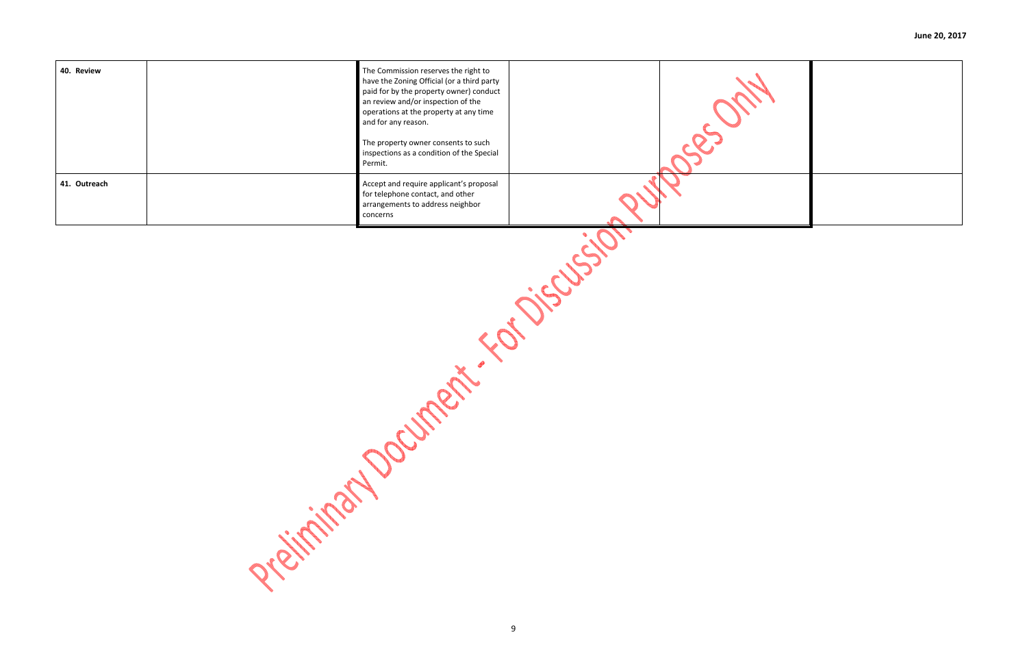| | | | | | |
|---|---|---|---|---|---|
| **40. Review** | | The Commission reserves the right to have the Zoning Official (or a third party paid for by the property owner) conduct an review and/or inspection of the operations at the property at any time and for any reason.<br><br>The property owner consents to such inspections as a condition of the Special Permit. | | | |
| **41. Outreach** | | Accept and require applicant's proposal for telephone contact, and other arrangements to address neighbor concerns | | | |

Preliminary Document - For Discussion Purposes Only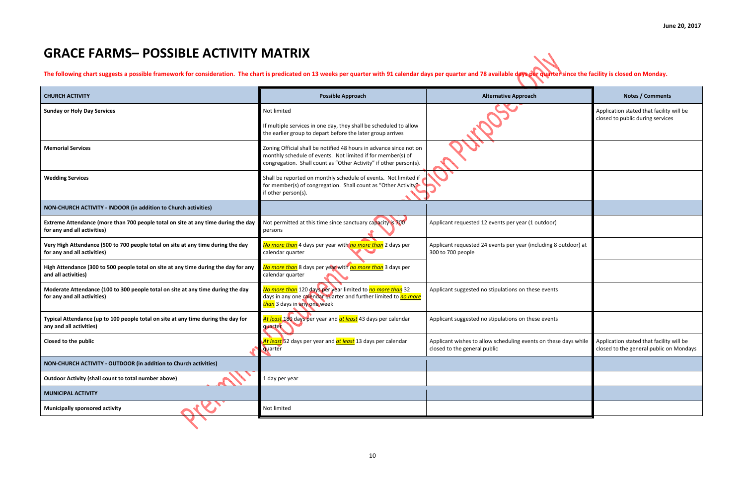June 20, 2017

# GRACE FARMS– POSSIBLE ACTIVITY MATRIX

**The following chart suggests a possible framework for consideration. The chart is predicated on 13 weeks per quarter with 91 calendar days per quarter and 78 available days per quarter since the facility is closed on Monday.**

| CHURCH ACTIVITY | Possible Approach | Alternative Approach | Notes / Comments |
|---|---|---|---|
| **Sunday or Holy Day Services** | Not limited<br><br>If multiple services in one day, they shall be scheduled to allow the earlier group to depart before the later group arrives | | Application stated that facility will be closed to public during services |
| **Memorial Services** | Zoning Official shall be notified 48 hours in advance since not on monthly schedule of events. Not limited if for member(s) of congregation. Shall count as "Other Activity" if other person(s). | | |
| **Wedding Services** | Shall be reported on monthly schedule of events. Not limited if for member(s) of congregation. Shall count as "Other Activity" if other person(s). | | |
| **NON-CHURCH ACTIVITY - INDOOR (in addition to Church activities)** | | | |
| **Extreme Attendance (more than 700 people total on site at any time during the day for any and all activities)** | Not permitted at this time since sanctuary capacity is 700 persons | Applicant requested 12 events per year (1 outdoor) | |
| **Very High Attendance (500 to 700 people total on site at any time during the day for any and all activities)** | *No more than* 4 days per year with *no more than* 2 days per calendar quarter | Applicant requested 24 events per year (including 8 outdoor) at 300 to 700 people | |
| **High Attendance (300 to 500 people total on site at any time during the day for any and all activities)** | *No more than* 8 days per year with *no more than* 3 days per calendar quarter | | |
| **Moderate Attendance (100 to 300 people total on site at any time during the day for any and all activities)** | *No more than* 120 days per year limited to *no more than* 32 days in any one calendar quarter and further limited to *no more than* 3 days in any one week | Applicant suggested no stipulations on these events | |
| **Typical Attendance (up to 100 people total on site at any time during the day for any and all activities)** | *At least* 180 days per year and *at least* 43 days per calendar quarter | Applicant suggested no stipulations on these events | |
| **Closed to the public** | *At least* 52 days per year and *at least* 13 days per calendar quarter | Applicant wishes to allow scheduling events on these days while closed to the general public | Application stated that facility will be closed to the general public on Mondays |
| **NON-CHURCH ACTIVITY - OUTDOOR (in addition to Church activities)** | | | |
| **Outdoor Activity (shall count to total number above)** | 1 day per year | | |
| **MUNICIPAL ACTIVITY** | | | |
| **Municipally sponsored activity** | Not limited | | |

Preliminary Document – For Discussion Purposes Only